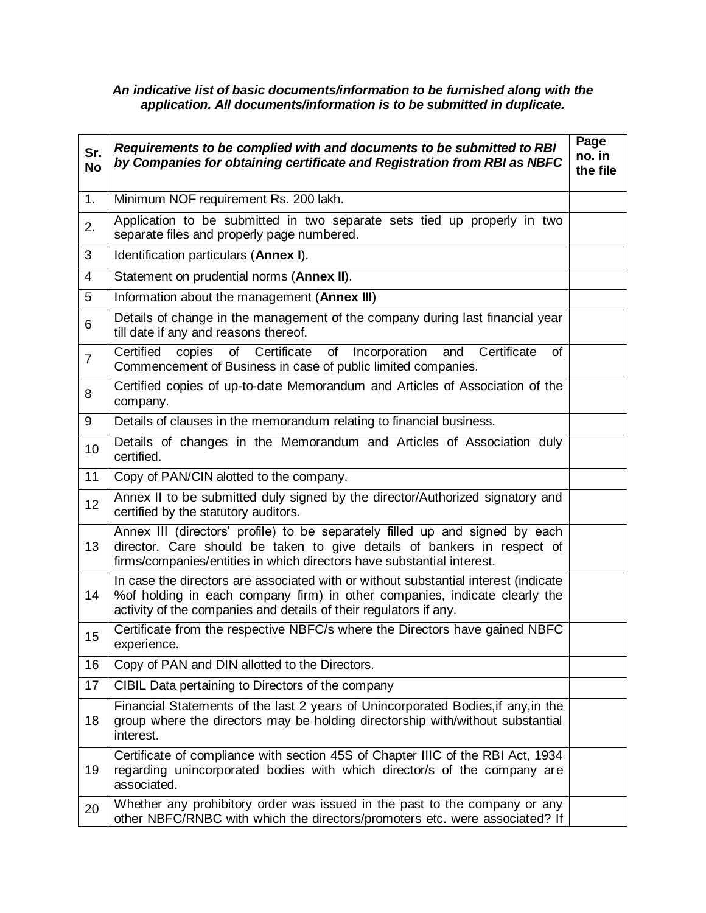***An indicative list of basic documents/information to be furnished along with the application. All documents/information is to be submitted in duplicate.***

| Sr. No | *Requirements to be complied with and documents to be submitted to RBI by Companies for obtaining certificate and Registration from RBI as NBFC* | Page no. in the file |
|---|---|---|
| 1. | Minimum NOF requirement Rs. 200 lakh. | |
| 2. | Application to be submitted in two separate sets tied up properly in two separate files and properly page numbered. | |
| 3 | Identification particulars (**Annex I**). | |
| 4 | Statement on prudential norms (**Annex II**). | |
| 5 | Information about the management (**Annex III**) | |
| 6 | Details of change in the management of the company during last financial year till date if any and reasons thereof. | |
| 7 | Certified copies of Certificate of Incorporation and Certificate of Commencement of Business in case of public limited companies. | |
| 8 | Certified copies of up-to-date Memorandum and Articles of Association of the company. | |
| 9 | Details of clauses in the memorandum relating to financial business. | |
| 10 | Details of changes in the Memorandum and Articles of Association duly certified. | |
| 11 | Copy of PAN/CIN alotted to the company. | |
| 12 | Annex II to be submitted duly signed by the director/Authorized signatory and certified by the statutory auditors. | |
| 13 | Annex III (directors' profile) to be separately filled up and signed by each director. Care should be taken to give details of bankers in respect of firms/companies/entities in which directors have substantial interest. | |
| 14 | In case the directors are associated with or without substantial interest (indicate %of holding in each company firm) in other companies, indicate clearly the activity of the companies and details of their regulators if any. | |
| 15 | Certificate from the respective NBFC/s where the Directors have gained NBFC experience. | |
| 16 | Copy of PAN and DIN allotted to the Directors. | |
| 17 | CIBIL Data pertaining to Directors of the company | |
| 18 | Financial Statements of the last 2 years of Unincorporated Bodies,if any,in the group where the directors may be holding directorship with/without substantial interest. | |
| 19 | Certificate of compliance with section 45S of Chapter IIIC of the RBI Act, 1934 regarding unincorporated bodies with which director/s of the company are associated. | |
| 20 | Whether any prohibitory order was issued in the past to the company or any other NBFC/RNBC with which the directors/promoters etc. were associated? If | |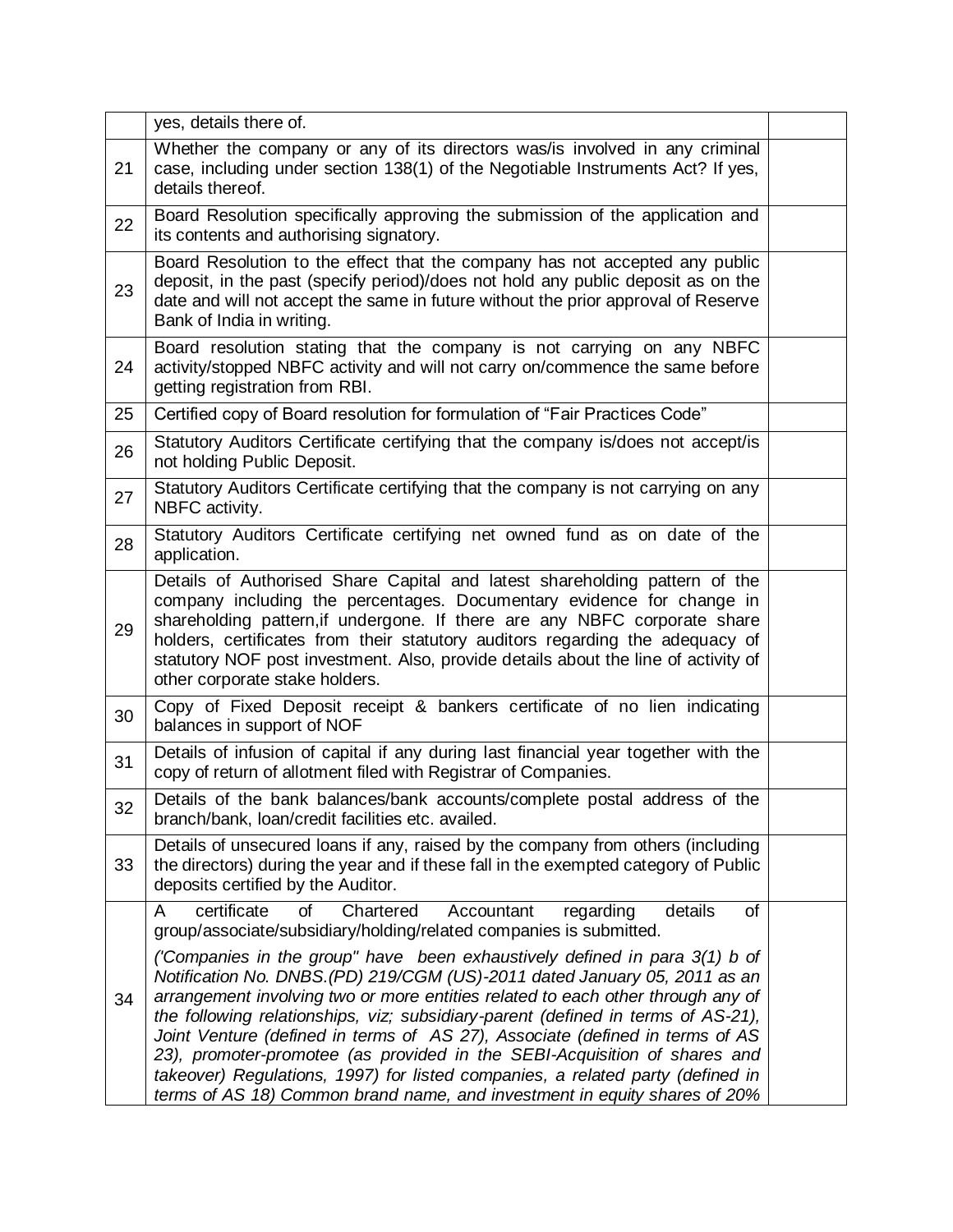| | | |
|---|---|---|
| | yes, details there of. | |
| 21 | Whether the company or any of its directors was/is involved in any criminal case, including under section 138(1) of the Negotiable Instruments Act? If yes, details thereof. | |
| 22 | Board Resolution specifically approving the submission of the application and its contents and authorising signatory. | |
| 23 | Board Resolution to the effect that the company has not accepted any public deposit, in the past (specify period)/does not hold any public deposit as on the date and will not accept the same in future without the prior approval of Reserve Bank of India in writing. | |
| 24 | Board resolution stating that the company is not carrying on any NBFC activity/stopped NBFC activity and will not carry on/commence the same before getting registration from RBI. | |
| 25 | Certified copy of Board resolution for formulation of "Fair Practices Code" | |
| 26 | Statutory Auditors Certificate certifying that the company is/does not accept/is not holding Public Deposit. | |
| 27 | Statutory Auditors Certificate certifying that the company is not carrying on any NBFC activity. | |
| 28 | Statutory Auditors Certificate certifying net owned fund as on date of the application. | |
| 29 | Details of Authorised Share Capital and latest shareholding pattern of the company including the percentages. Documentary evidence for change in shareholding pattern,if undergone. If there are any NBFC corporate share holders, certificates from their statutory auditors regarding the adequacy of statutory NOF post investment. Also, provide details about the line of activity of other corporate stake holders. | |
| 30 | Copy of Fixed Deposit receipt & bankers certificate of no lien indicating balances in support of NOF | |
| 31 | Details of infusion of capital if any during last financial year together with the copy of return of allotment filed with Registrar of Companies. | |
| 32 | Details of the bank balances/bank accounts/complete postal address of the branch/bank, loan/credit facilities etc. availed. | |
| 33 | Details of unsecured loans if any, raised by the company from others (including the directors) during the year and if these fall in the exempted category of Public deposits certified by the Auditor. | |
| 34 | A certificate of Chartered Accountant regarding details of group/associate/subsidiary/holding/related companies is submitted.<br><br>*('Companies in the group" have been exhaustively defined in para 3(1) b of Notification No. DNBS.(PD) 219/CGM (US)-2011 dated January 05, 2011 as an arrangement involving two or more entities related to each other through any of the following relationships, viz; subsidiary-parent (defined in terms of AS-21), Joint Venture (defined in terms of AS 27), Associate (defined in terms of AS 23), promoter-promotee (as provided in the SEBI-Acquisition of shares and takeover) Regulations, 1997) for listed companies, a related party (defined in terms of AS 18) Common brand name, and investment in equity shares of 20%* | |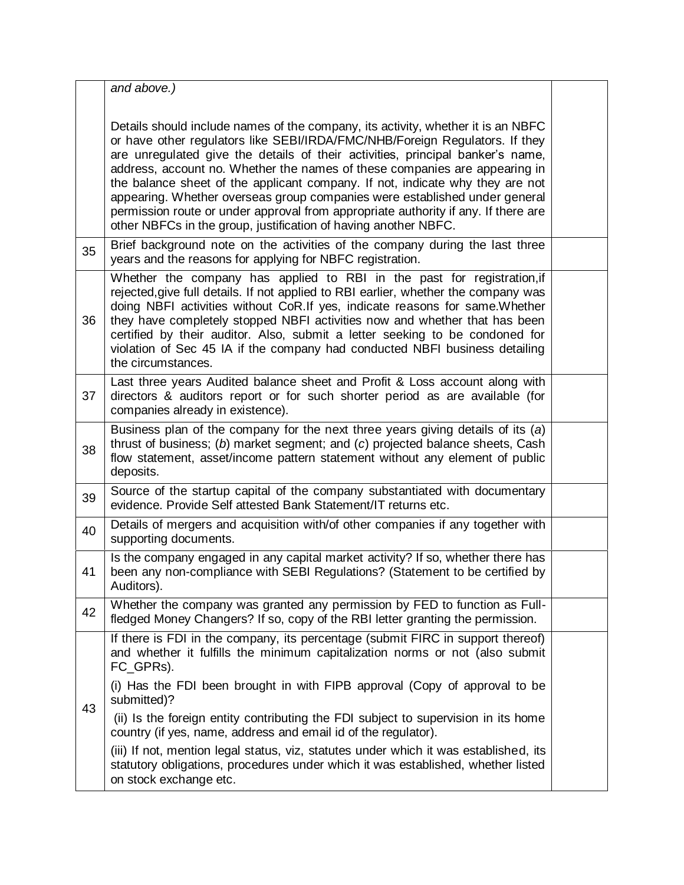| | | |
|---|---|---|
| | *and above.)*<br><br>Details should include names of the company, its activity, whether it is an NBFC or have other regulators like SEBI/IRDA/FMC/NHB/Foreign Regulators. If they are unregulated give the details of their activities, principal banker's name, address, account no. Whether the names of these companies are appearing in the balance sheet of the applicant company. If not, indicate why they are not appearing. Whether overseas group companies were established under general permission route or under approval from appropriate authority if any. If there are other NBFCs in the group, justification of having another NBFC. | |
| 35 | Brief background note on the activities of the company during the last three years and the reasons for applying for NBFC registration. | |
| 36 | Whether the company has applied to RBI in the past for registration,if rejected,give full details. If not applied to RBI earlier, whether the company was doing NBFI activities without CoR.If yes, indicate reasons for same.Whether they have completely stopped NBFI activities now and whether that has been certified by their auditor. Also, submit a letter seeking to be condoned for violation of Sec 45 IA if the company had conducted NBFI business detailing the circumstances. | |
| 37 | Last three years Audited balance sheet and Profit & Loss account along with directors & auditors report or for such shorter period as are available (for companies already in existence). | |
| 38 | Business plan of the company for the next three years giving details of its (*a*) thrust of business; (*b*) market segment; and (*c*) projected balance sheets, Cash flow statement, asset/income pattern statement without any element of public deposits. | |
| 39 | Source of the startup capital of the company substantiated with documentary evidence. Provide Self attested Bank Statement/IT returns etc. | |
| 40 | Details of mergers and acquisition with/of other companies if any together with supporting documents. | |
| 41 | Is the company engaged in any capital market activity? If so, whether there has been any non-compliance with SEBI Regulations? (Statement to be certified by Auditors). | |
| 42 | Whether the company was granted any permission by FED to function as Full-fledged Money Changers? If so, copy of the RBI letter granting the permission. | |
| 43 | If there is FDI in the company, its percentage (submit FIRC in support thereof) and whether it fulfills the minimum capitalization norms or not (also submit FC_GPRs).<br><br>(i) Has the FDI been brought in with FIPB approval (Copy of approval to be submitted)?<br><br>(ii) Is the foreign entity contributing the FDI subject to supervision in its home country (if yes, name, address and email id of the regulator).<br><br>(iii) If not, mention legal status, viz, statutes under which it was established, its statutory obligations, procedures under which it was established, whether listed on stock exchange etc. | |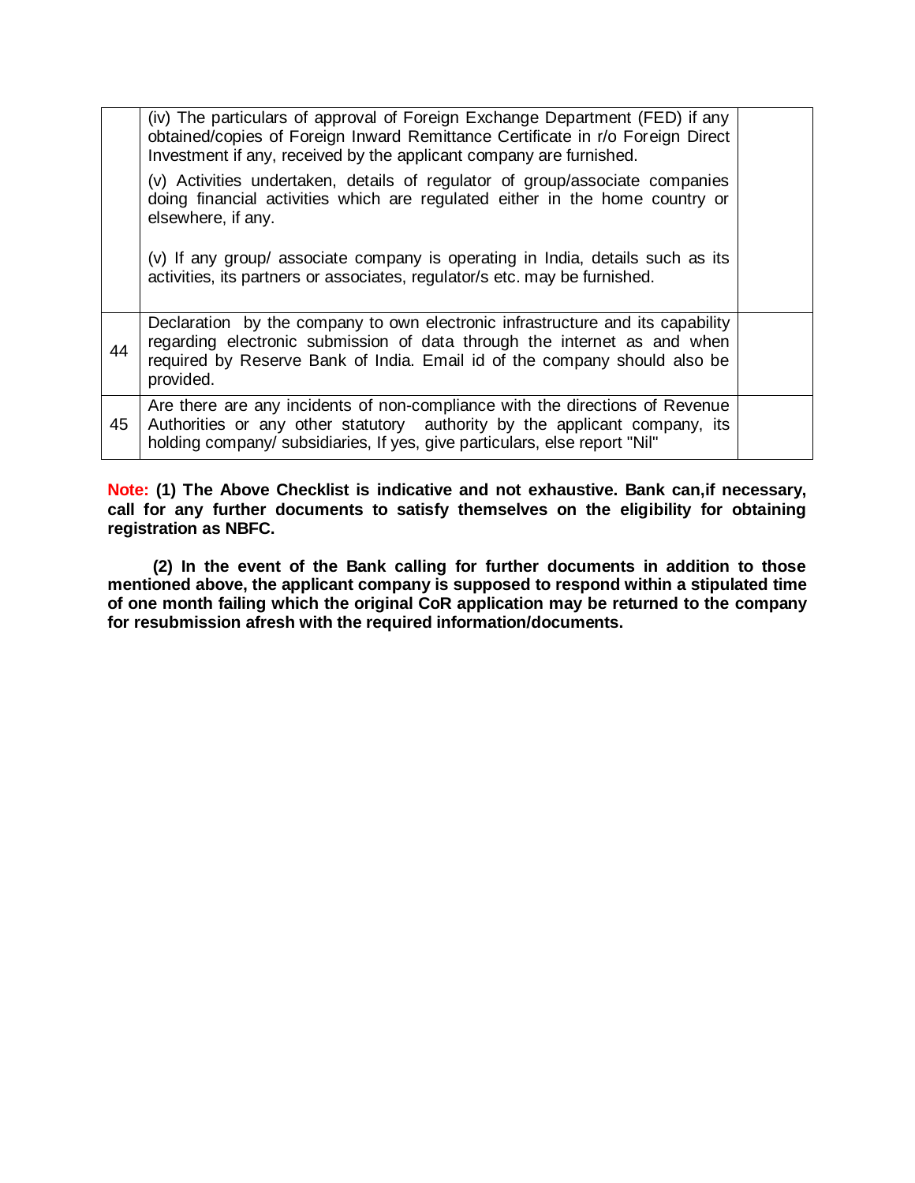| | | |
|---|---|---|
| | (iv) The particulars of approval of Foreign Exchange Department (FED) if any obtained/copies of Foreign Inward Remittance Certificate in r/o Foreign Direct Investment if any, received by the applicant company are furnished.<br><br>(v) Activities undertaken, details of regulator of group/associate companies doing financial activities which are regulated either in the home country or elsewhere, if any.<br><br>(v) If any group/ associate company is operating in India, details such as its activities, its partners or associates, regulator/s etc. may be furnished. | |
| 44 | Declaration by the company to own electronic infrastructure and its capability regarding electronic submission of data through the internet as and when required by Reserve Bank of India. Email id of the company should also be provided. | |
| 45 | Are there are any incidents of non-compliance with the directions of Revenue Authorities or any other statutory authority by the applicant company, its holding company/ subsidiaries, If yes, give particulars, else report "Nil" | |

**Note: (1) The Above Checklist is indicative and not exhaustive. Bank can,if necessary, call for any further documents to satisfy themselves on the eligibility for obtaining registration as NBFC.**

**(2) In the event of the Bank calling for further documents in addition to those mentioned above, the applicant company is supposed to respond within a stipulated time of one month failing which the original CoR application may be returned to the company for resubmission afresh with the required information/documents.**